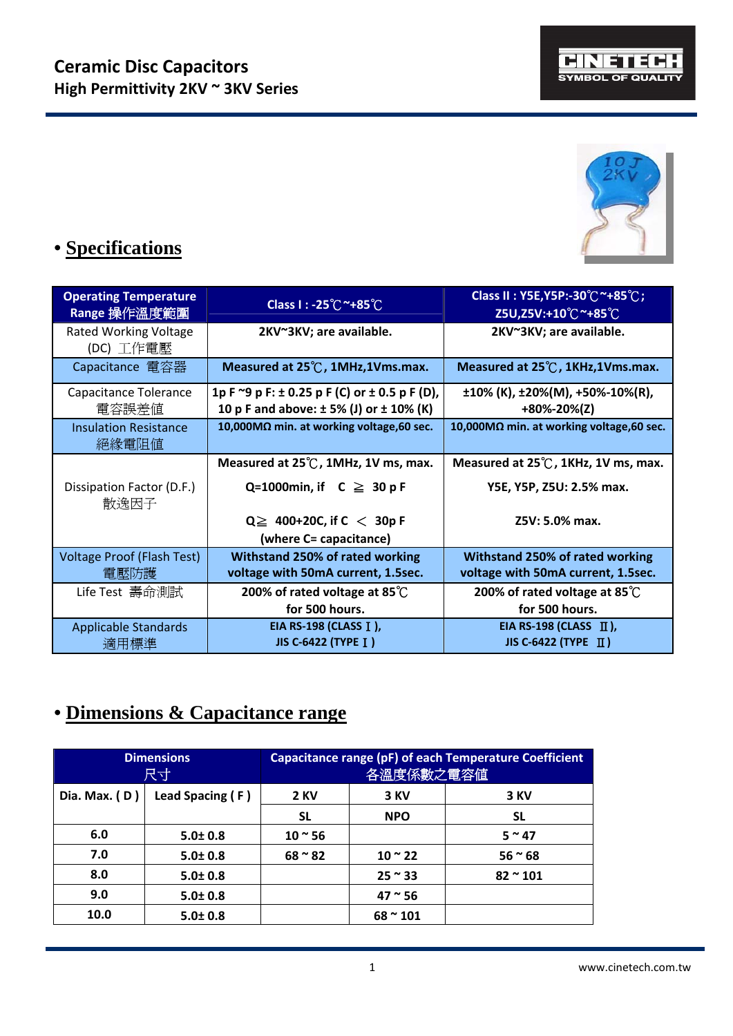# Ceramic Disc Capacitors
## High Permittivity 2KV ~ 3KV Series

## • Specifications

| Operating Temperature Range 操作溫度範圍 | Class I : -25℃~+85℃ | Class II : Y5E,Y5P:-30℃~+85℃; Z5U,Z5V:+10℃~+85℃ |
|---|---|---|
| Rated Working Voltage (DC) 工作電壓 | 2KV~3KV; are available. | 2KV~3KV; are available. |
| Capacitance 電容器 | Measured at 25℃, 1MHz,1Vms.max. | Measured at 25℃, 1KHz,1Vms.max. |
| Capacitance Tolerance 電容誤差値 | 1p F ~9 p F: ± 0.25 p F (C) or ± 0.5 p F (D), 10 p F and above: ± 5% (J) or ± 10% (K) | ±10% (K), ±20%(M), +50%-10%(R), +80%-20%(Z) |
| Insulation Resistance 絕緣電阻值 | 10,000MΩ min. at working voltage,60 sec. | 10,000MΩ min. at working voltage,60 sec. |
| Dissipation Factor (D.F.) 散逸因子 | Measured at 25℃, 1MHz, 1V ms, max. Q=1000min, if C ≧ 30 p F Q≧ 400+20C, if C ＜ 30p F (where C= capacitance) | Measured at 25℃, 1KHz, 1V ms, max. Y5E, Y5P, Z5U: 2.5% max. Z5V: 5.0% max. |
| Voltage Proof (Flash Test) 電壓防護 | Withstand 250% of rated working voltage with 50mA current, 1.5sec. | Withstand 250% of rated working voltage with 50mA current, 1.5sec. |
| Life Test 壽命測試 | 200% of rated voltage at 85℃ for 500 hours. | 200% of rated voltage at 85℃ for 500 hours. |
| Applicable Standards 適用標準 | EIA RS-198 (CLASS Ⅰ), JIS C-6422 (TYPE Ⅰ) | EIA RS-198 (CLASS Ⅱ), JIS C-6422 (TYPE Ⅱ) |

## • Dimensions & Capacitance range

| Dimensions 尺寸 | | Capacitance range (pF) of each Temperature Coefficient 各溫度係數之電容值 | | |
|---|---|---|---|---|
| Dia. Max. ( D ) | Lead Spacing ( F ) | 2 KV | 3 KV | 3 KV |
| | | SL | NPO | SL |
| 6.0 | 5.0± 0.8 | 10 ~ 56 | | 5 ~ 47 |
| 7.0 | 5.0± 0.8 | 68 ~ 82 | 10 ~ 22 | 56 ~ 68 |
| 8.0 | 5.0± 0.8 | | 25 ~ 33 | 82 ~ 101 |
| 9.0 | 5.0± 0.8 | | 47 ~ 56 | |
| 10.0 | 5.0± 0.8 | | 68 ~ 101 | |

www.cinetech.com.tw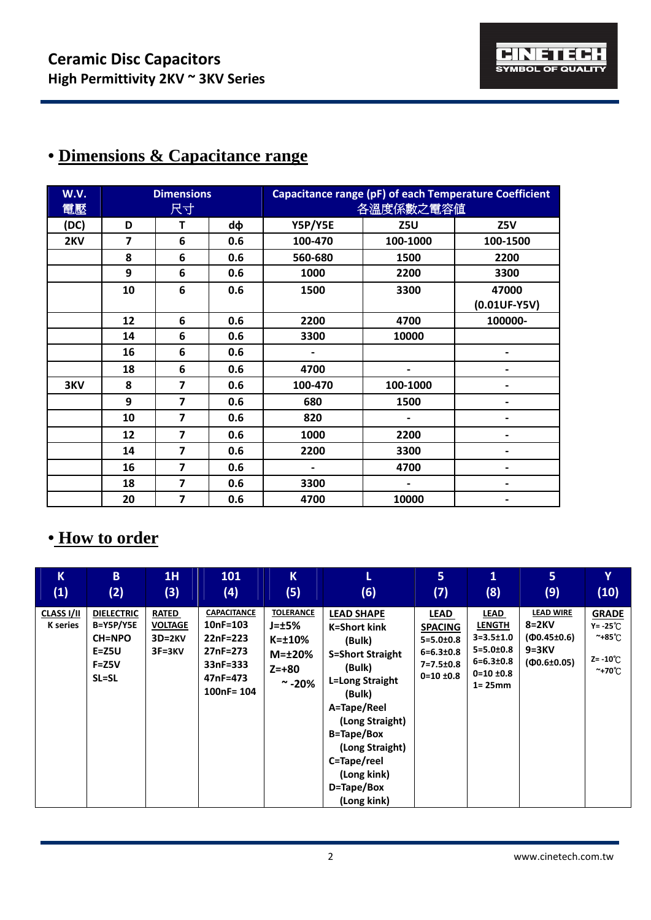# Ceramic Disc Capacitors
## High Permittivity 2KV ~ 3KV Series

## • Dimensions & Capacitance range

| W.V. 電壓 | Dimensions 尺寸 | | | Capacitance range (pF) of each Temperature Coefficient 各溫度係數之電容值 | | |
|---|---|---|---|---|---|---|
| (DC) | D | T | dφ | Y5P/Y5E | Z5U | Z5V |
| 2KV | 7 | 6 | 0.6 | 100-470 | 100-1000 | 100-1500 |
| | 8 | 6 | 0.6 | 560-680 | 1500 | 2200 |
| | 9 | 6 | 0.6 | 1000 | 2200 | 3300 |
| | 10 | 6 | 0.6 | 1500 | 3300 | 47000 (0.01UF-Y5V) |
| | 12 | 6 | 0.6 | 2200 | 4700 | 100000- |
| | 14 | 6 | 0.6 | 3300 | 10000 | |
| | 16 | 6 | 0.6 | - | | - |
| | 18 | 6 | 0.6 | 4700 | - | - |
| 3KV | 8 | 7 | 0.6 | 100-470 | 100-1000 | - |
| | 9 | 7 | 0.6 | 680 | 1500 | - |
| | 10 | 7 | 0.6 | 820 | - | - |
| | 12 | 7 | 0.6 | 1000 | 2200 | - |
| | 14 | 7 | 0.6 | 2200 | 3300 | - |
| | 16 | 7 | 0.6 | - | 4700 | - |
| | 18 | 7 | 0.6 | 3300 | - | - |
| | 20 | 7 | 0.6 | 4700 | 10000 | - |

## • How to order

| K (1) | B (2) | 1H (3) | 101 (4) | K (5) | L (6) | 5 (7) | 1 (8) | 5 (9) | Y (10) |
|---|---|---|---|---|---|---|---|---|---|
| CLASS I/II<br>K series | DIELECTRIC<br>B=Y5P/Y5E<br>CH=NPO<br>E=Z5U<br>F=Z5V<br>SL=SL | RATED VOLTAGE<br>3D=2KV<br>3F=3KV | CAPACITANCE<br>10nF=103<br>22nF=223<br>27nF=273<br>33nF=333<br>47nF=473<br>100nF= 104 | TOLERANCE<br>J=±5%<br>K=±10%<br>M=±20%<br>Z=+80 ~ -20% | LEAD SHAPE<br>K=Short kink (Bulk)<br>S=Short Straight (Bulk)<br>L=Long Straight (Bulk)<br>A=Tape/Reel (Long Straight)<br>B=Tape/Box (Long Straight)<br>C=Tape/reel (Long kink)<br>D=Tape/Box (Long kink) | LEAD SPACING<br>5=5.0±0.8<br>6=6.3±0.8<br>7=7.5±0.8<br>0=10 ±0.8 | LEAD LENGTH<br>3=3.5±1.0<br>5=5.0±0.8<br>6=6.3±0.8<br>0=10 ±0.8<br>1= 25mm | LEAD WIRE<br>8=2KV (Φ0.45±0.6)<br>9=3KV (Φ0.6±0.05) | GRADE<br>Y= -25℃ ~+85℃<br>Z= -10℃ ~+70℃ |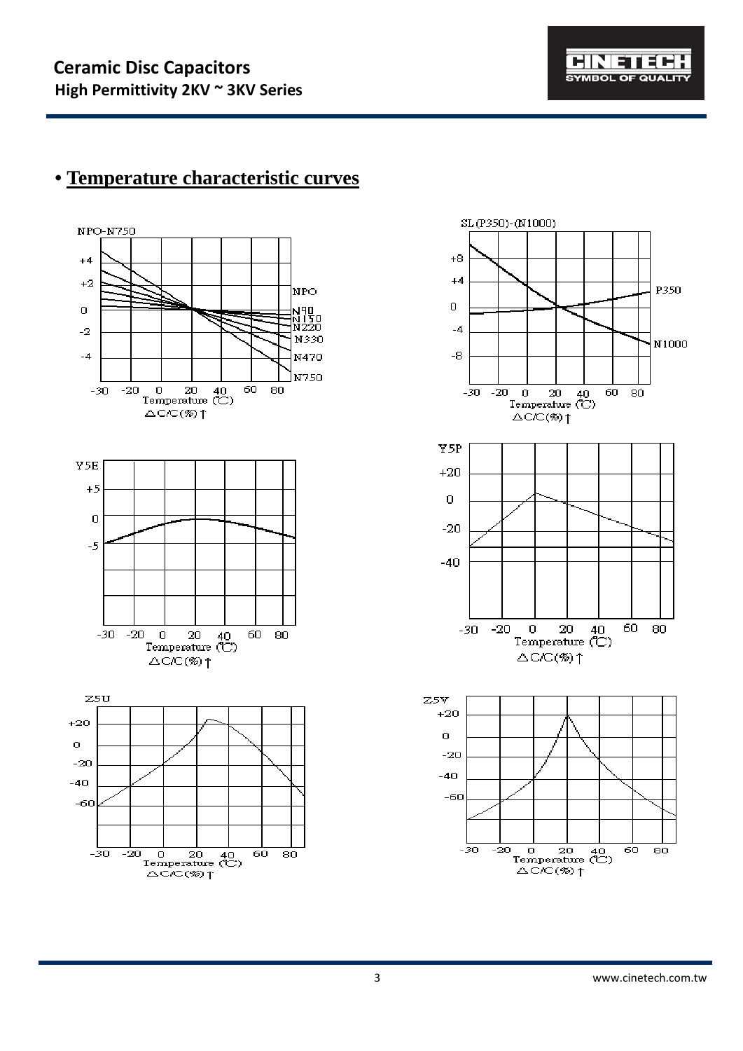# • Temperature characteristic curves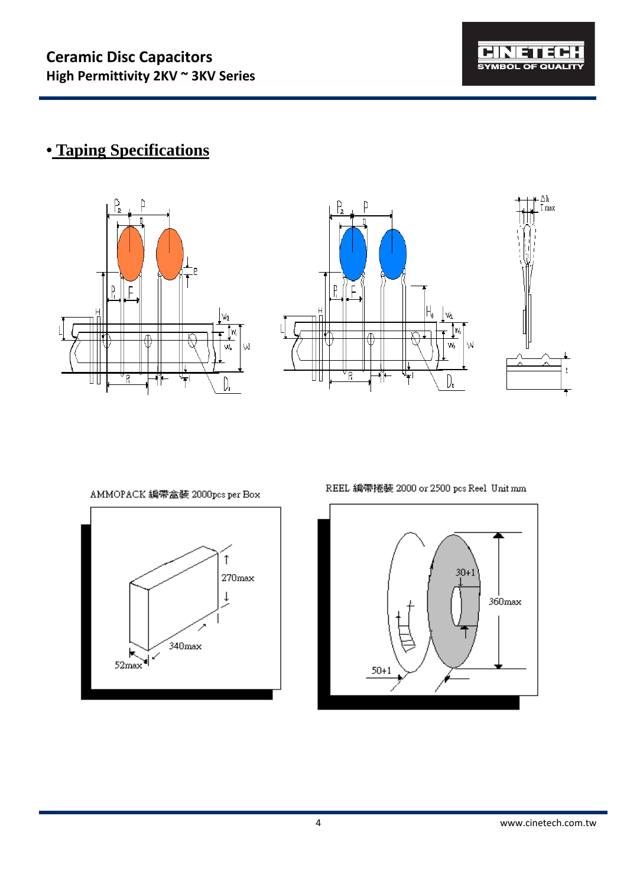# Ceramic Disc Capacitors

## High Permittivity 2KV ~ 3KV Series

## • Taping Specifications

AMMOPACK 編帶盒裝 2000pcs per Box

270max

340max

52max

REEL 編帶捲裝 2000 or 2500 pcs Reel Unit mm

30+1

360max

50+1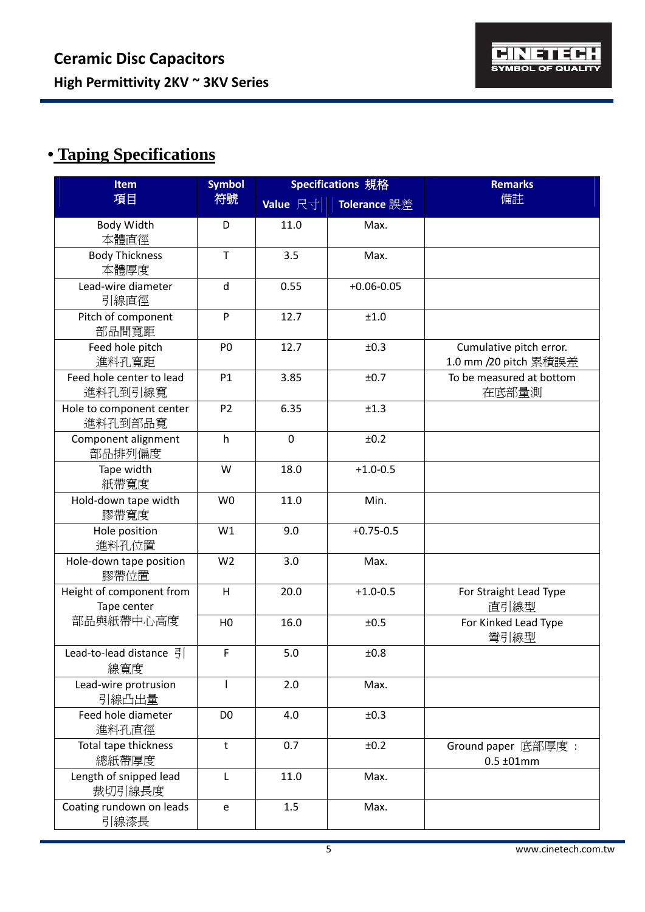# Ceramic Disc Capacitors

## High Permittivity 2KV ~ 3KV Series

## • Taping Specifications

| Item 項目 | Symbol 符號 | Specifications 規格 | | Remarks 備註 |
|---|---|---|---|---|
| | | Value 尺寸 | Tolerance 誤差 | |
| Body Width 本體直徑 | D | 11.0 | Max. | |
| Body Thickness 本體厚度 | T | 3.5 | Max. | |
| Lead-wire diameter 引線直徑 | d | 0.55 | +0.06-0.05 | |
| Pitch of component 部品間寬距 | P | 12.7 | ±1.0 | |
| Feed hole pitch 進料孔寬距 | P0 | 12.7 | ±0.3 | Cumulative pitch error. 1.0 mm /20 pitch 累積誤差 |
| Feed hole center to lead 進料孔到引線寬 | P1 | 3.85 | ±0.7 | To be measured at bottom 在底部量測 |
| Hole to component center 進料孔到部品寬 | P2 | 6.35 | ±1.3 | |
| Component alignment 部品排列偏度 | h | 0 | ±0.2 | |
| Tape width 紙帶寬度 | W | 18.0 | +1.0-0.5 | |
| Hold-down tape width 膠帶寬度 | W0 | 11.0 | Min. | |
| Hole position 進料孔位置 | W1 | 9.0 | +0.75-0.5 | |
| Hole-down tape position 膠帶位置 | W2 | 3.0 | Max. | |
| Height of component from Tape center 部品與紙帶中心高度 | H | 20.0 | +1.0-0.5 | For Straight Lead Type 直引線型 |
| | H0 | 16.0 | ±0.5 | For Kinked Lead Type 彎引線型 |
| Lead-to-lead distance 引線寬度 | F | 5.0 | ±0.8 | |
| Lead-wire protrusion 引線凸出量 | l | 2.0 | Max. | |
| Feed hole diameter 進料孔直徑 | D0 | 4.0 | ±0.3 | |
| Total tape thickness 總紙帶厚度 | t | 0.7 | ±0.2 | Ground paper 底部厚度 : 0.5 ±01mm |
| Length of snipped lead 裁切引線長度 | L | 11.0 | Max. | |
| Coating rundown on leads 引線漆長 | e | 1.5 | Max. | |

www.cinetech.com.tw